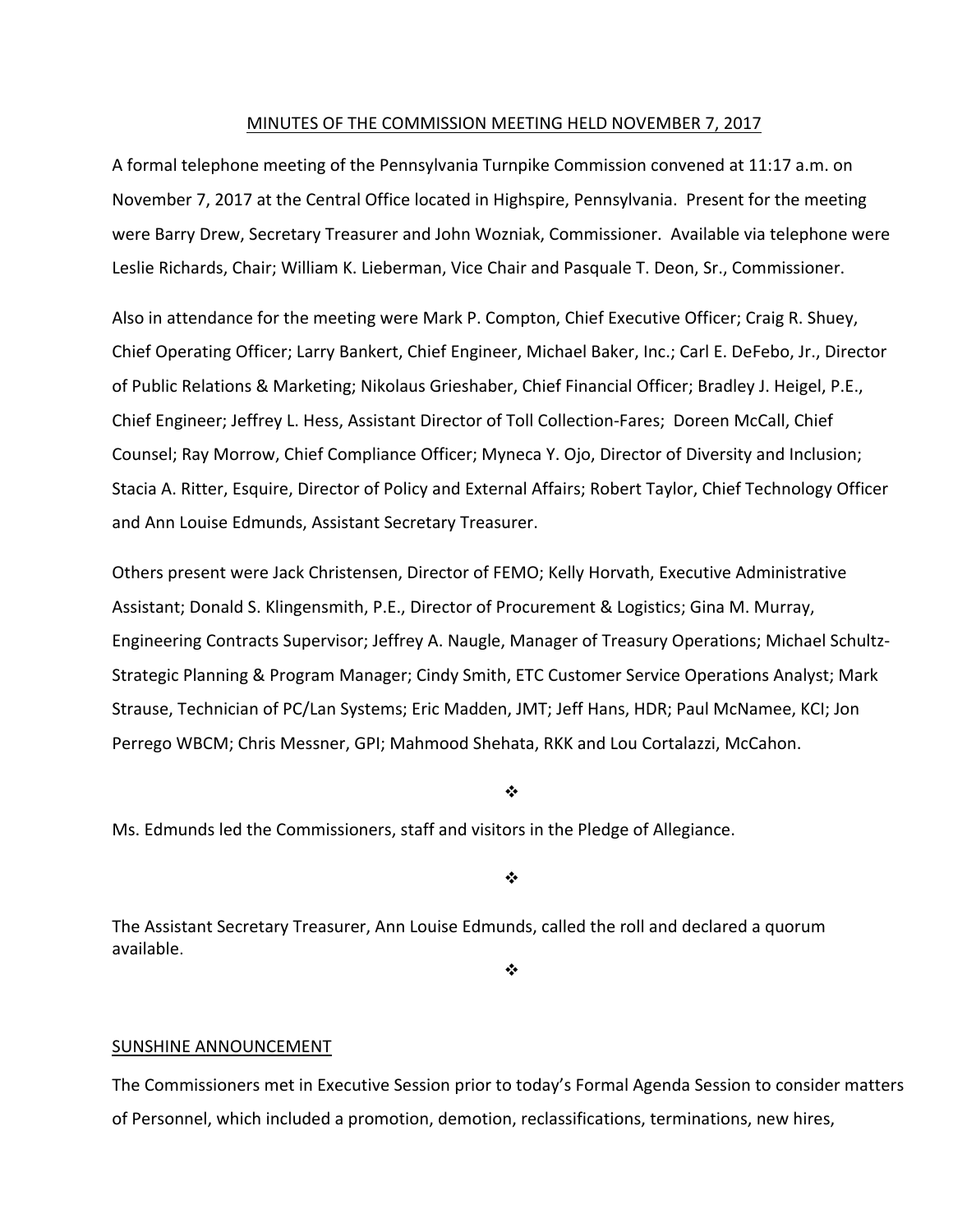MINUTES OF THE COMMISSION MEETING HELD NOVEMBER 7, 2017

A formal telephone meeting of the Pennsylvania Turnpike Commission convened at 11:17 a.m. on November 7, 2017 at the Central Office located in Highspire, Pennsylvania. Present for the meeting were Barry Drew, Secretary Treasurer and John Wozniak, Commissioner. Available via telephone were Leslie Richards, Chair; William K. Lieberman, Vice Chair and Pasquale T. Deon, Sr., Commissioner.

Also in attendance for the meeting were Mark P. Compton, Chief Executive Officer; Craig R. Shuey, Chief Operating Officer; Larry Bankert, Chief Engineer, Michael Baker, Inc.; Carl E. DeFebo, Jr., Director of Public Relations & Marketing; Nikolaus Grieshaber, Chief Financial Officer; Bradley J. Heigel, P.E., Chief Engineer; Jeffrey L. Hess, Assistant Director of Toll Collection-Fares; Doreen McCall, Chief Counsel; Ray Morrow, Chief Compliance Officer; Myneca Y. Ojo, Director of Diversity and Inclusion; Stacia A. Ritter, Esquire, Director of Policy and External Affairs; Robert Taylor, Chief Technology Officer and Ann Louise Edmunds, Assistant Secretary Treasurer.

Others present were Jack Christensen, Director of FEMO; Kelly Horvath, Executive Administrative Assistant; Donald S. Klingensmith, P.E., Director of Procurement & Logistics; Gina M. Murray, Engineering Contracts Supervisor; Jeffrey A. Naugle, Manager of Treasury Operations; Michael Schultz-Strategic Planning & Program Manager; Cindy Smith, ETC Customer Service Operations Analyst; Mark Strause, Technician of PC/Lan Systems; Eric Madden, JMT; Jeff Hans, HDR; Paul McNamee, KCI; Jon Perrego WBCM; Chris Messner, GPI; Mahmood Shehata, RKK and Lou Cortalazzi, McCahon.

❖

Ms. Edmunds led the Commissioners, staff and visitors in the Pledge of Allegiance.

❖

The Assistant Secretary Treasurer, Ann Louise Edmunds, called the roll and declared a quorum available.

❖

SUNSHINE ANNOUNCEMENT

The Commissioners met in Executive Session prior to today's Formal Agenda Session to consider matters of Personnel, which included a promotion, demotion, reclassifications, terminations, new hires,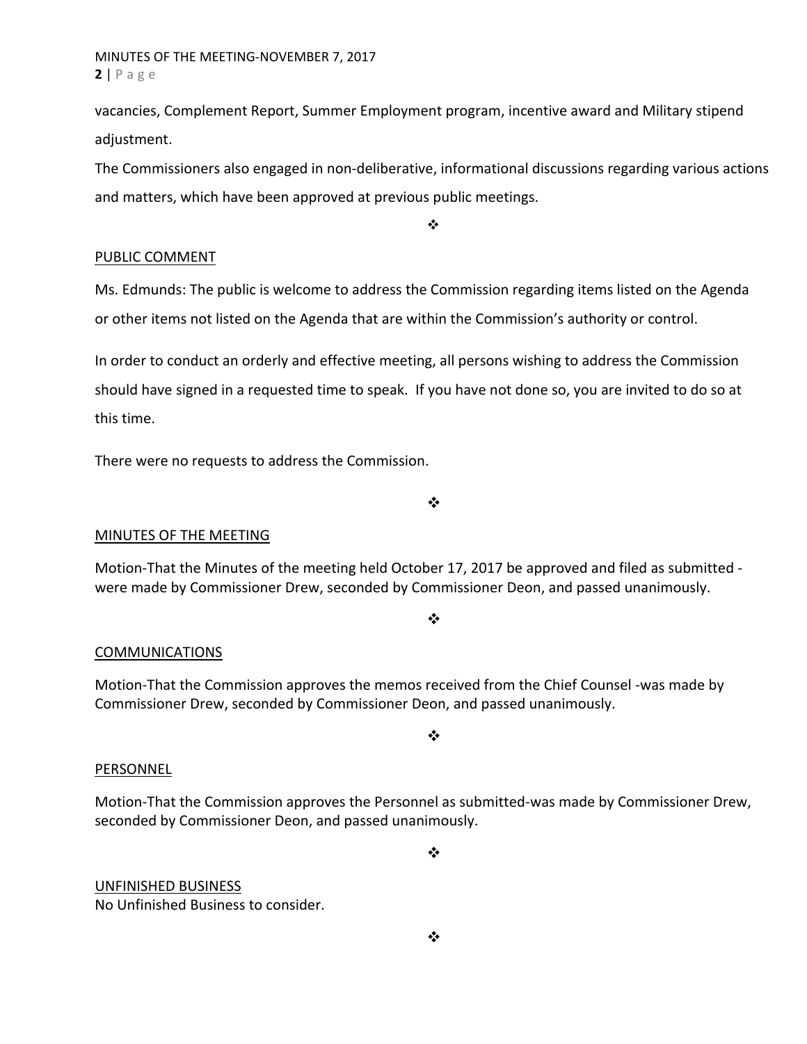vacancies, Complement Report, Summer Employment program, incentive award and Military stipend adjustment.

The Commissioners also engaged in non-deliberative, informational discussions regarding various actions and matters, which have been approved at previous public meetings.

❖

PUBLIC COMMENT

Ms. Edmunds: The public is welcome to address the Commission regarding items listed on the Agenda or other items not listed on the Agenda that are within the Commission's authority or control.

In order to conduct an orderly and effective meeting, all persons wishing to address the Commission should have signed in a requested time to speak. If you have not done so, you are invited to do so at this time.

There were no requests to address the Commission.

❖

MINUTES OF THE MEETING

Motion-That the Minutes of the meeting held October 17, 2017 be approved and filed as submitted - were made by Commissioner Drew, seconded by Commissioner Deon, and passed unanimously.

❖

COMMUNICATIONS

Motion-That the Commission approves the memos received from the Chief Counsel -was made by Commissioner Drew, seconded by Commissioner Deon, and passed unanimously.

❖

PERSONNEL

Motion-That the Commission approves the Personnel as submitted-was made by Commissioner Drew, seconded by Commissioner Deon, and passed unanimously.

❖

UNFINISHED BUSINESS

No Unfinished Business to consider.

❖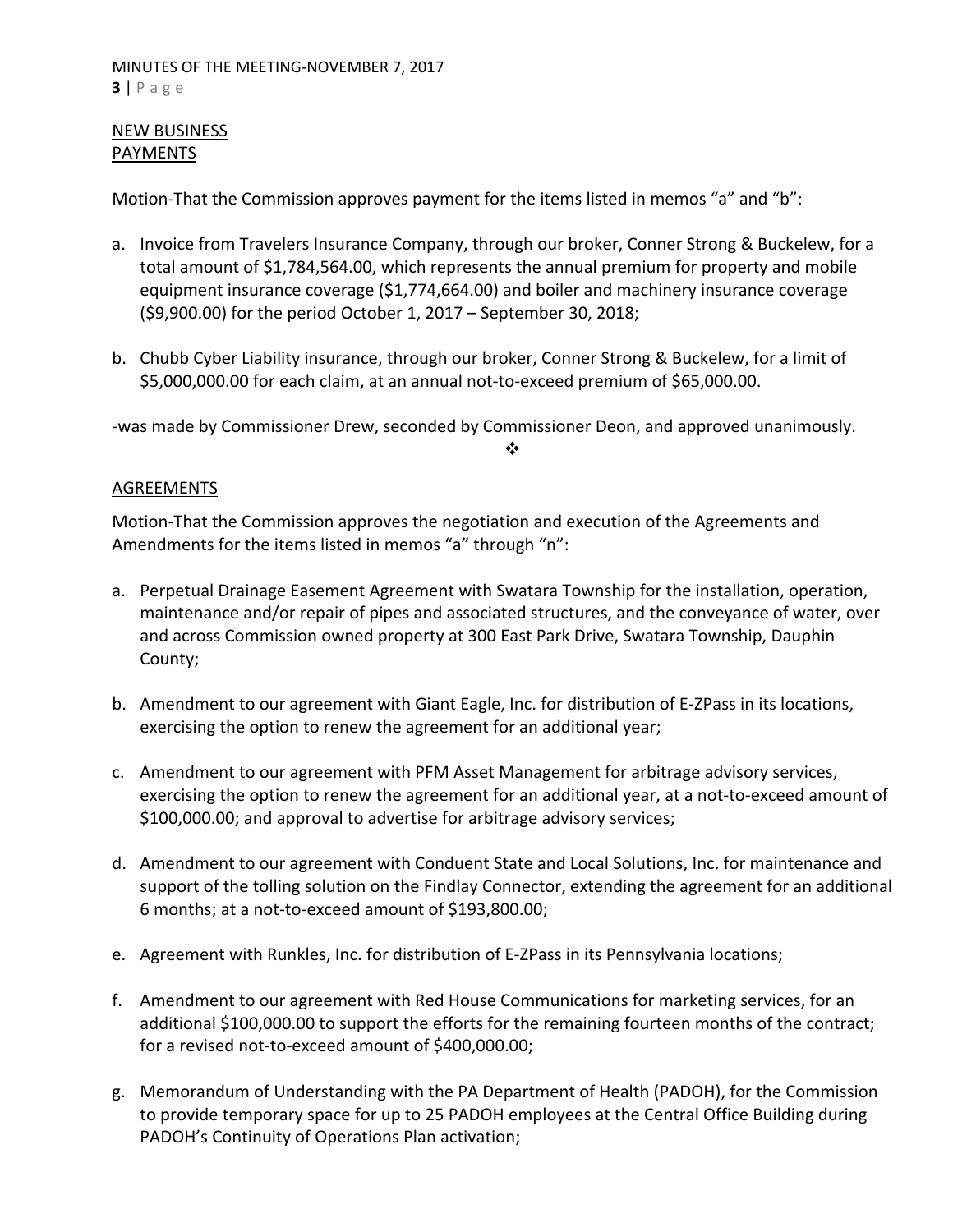NEW BUSINESS
PAYMENTS

Motion-That the Commission approves payment for the items listed in memos "a" and "b":

a. Invoice from Travelers Insurance Company, through our broker, Conner Strong & Buckelew, for a total amount of $1,784,564.00, which represents the annual premium for property and mobile equipment insurance coverage ($1,774,664.00) and boiler and machinery insurance coverage ($9,900.00) for the period October 1, 2017 – September 30, 2018;

b. Chubb Cyber Liability insurance, through our broker, Conner Strong & Buckelew, for a limit of $5,000,000.00 for each claim, at an annual not-to-exceed premium of $65,000.00.

-was made by Commissioner Drew, seconded by Commissioner Deon, and approved unanimously.

❖

AGREEMENTS

Motion-That the Commission approves the negotiation and execution of the Agreements and Amendments for the items listed in memos "a" through "n":

a. Perpetual Drainage Easement Agreement with Swatara Township for the installation, operation, maintenance and/or repair of pipes and associated structures, and the conveyance of water, over and across Commission owned property at 300 East Park Drive, Swatara Township, Dauphin County;

b. Amendment to our agreement with Giant Eagle, Inc. for distribution of E-ZPass in its locations, exercising the option to renew the agreement for an additional year;

c. Amendment to our agreement with PFM Asset Management for arbitrage advisory services, exercising the option to renew the agreement for an additional year, at a not-to-exceed amount of $100,000.00; and approval to advertise for arbitrage advisory services;

d. Amendment to our agreement with Conduent State and Local Solutions, Inc. for maintenance and support of the tolling solution on the Findlay Connector, extending the agreement for an additional 6 months; at a not-to-exceed amount of $193,800.00;

e. Agreement with Runkles, Inc. for distribution of E-ZPass in its Pennsylvania locations;

f. Amendment to our agreement with Red House Communications for marketing services, for an additional $100,000.00 to support the efforts for the remaining fourteen months of the contract; for a revised not-to-exceed amount of $400,000.00;

g. Memorandum of Understanding with the PA Department of Health (PADOH), for the Commission to provide temporary space for up to 25 PADOH employees at the Central Office Building during PADOH's Continuity of Operations Plan activation;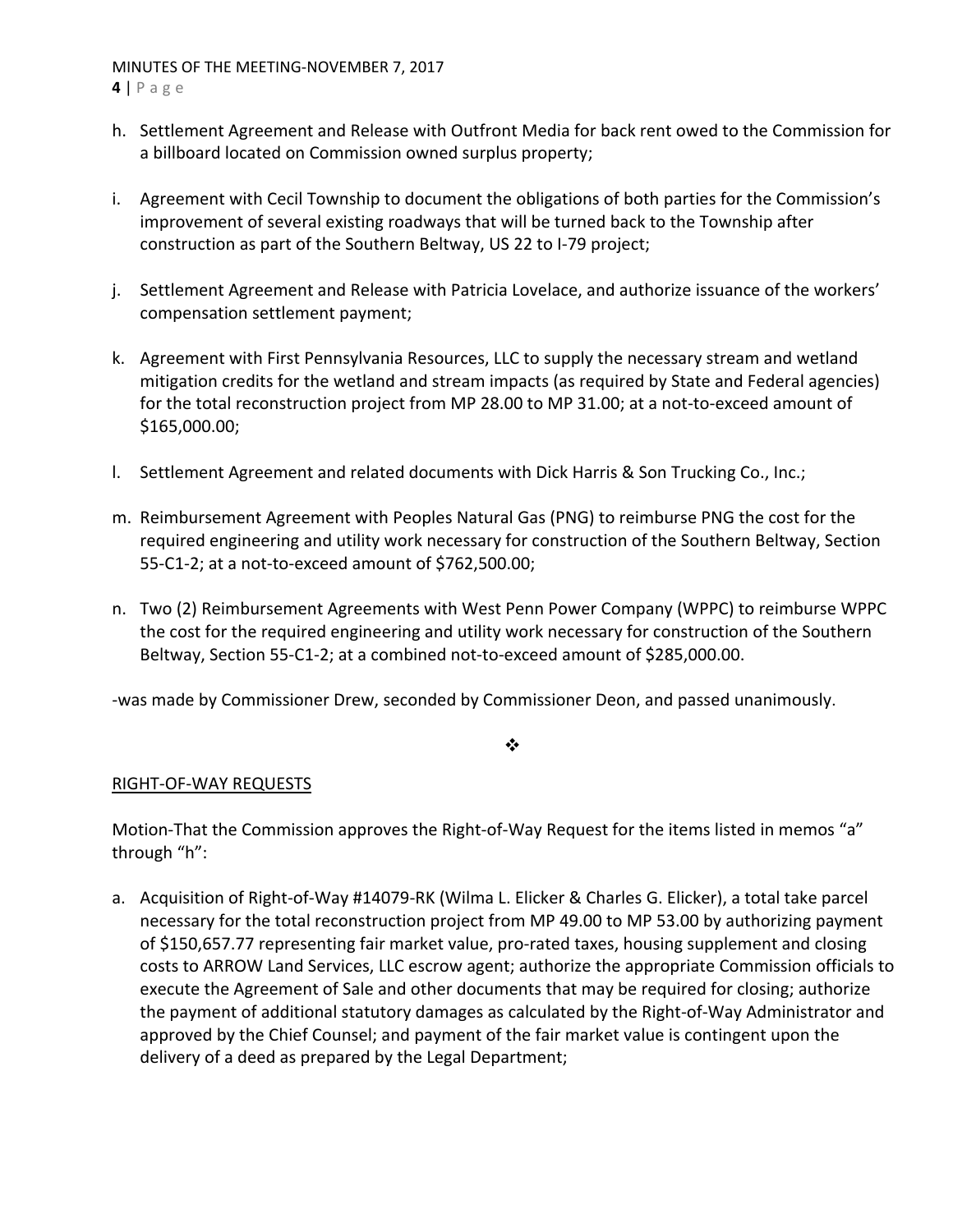h. Settlement Agreement and Release with Outfront Media for back rent owed to the Commission for a billboard located on Commission owned surplus property;

i. Agreement with Cecil Township to document the obligations of both parties for the Commission's improvement of several existing roadways that will be turned back to the Township after construction as part of the Southern Beltway, US 22 to I-79 project;

j. Settlement Agreement and Release with Patricia Lovelace, and authorize issuance of the workers' compensation settlement payment;

k. Agreement with First Pennsylvania Resources, LLC to supply the necessary stream and wetland mitigation credits for the wetland and stream impacts (as required by State and Federal agencies) for the total reconstruction project from MP 28.00 to MP 31.00; at a not-to-exceed amount of $165,000.00;

l. Settlement Agreement and related documents with Dick Harris & Son Trucking Co., Inc.;

m. Reimbursement Agreement with Peoples Natural Gas (PNG) to reimburse PNG the cost for the required engineering and utility work necessary for construction of the Southern Beltway, Section 55-C1-2; at a not-to-exceed amount of $762,500.00;

n. Two (2) Reimbursement Agreements with West Penn Power Company (WPPC) to reimburse WPPC the cost for the required engineering and utility work necessary for construction of the Southern Beltway, Section 55-C1-2; at a combined not-to-exceed amount of $285,000.00.

-was made by Commissioner Drew, seconded by Commissioner Deon, and passed unanimously.

❖

RIGHT-OF-WAY REQUESTS

Motion-That the Commission approves the Right-of-Way Request for the items listed in memos "a" through "h":

a. Acquisition of Right-of-Way #14079-RK (Wilma L. Elicker & Charles G. Elicker), a total take parcel necessary for the total reconstruction project from MP 49.00 to MP 53.00 by authorizing payment of $150,657.77 representing fair market value, pro-rated taxes, housing supplement and closing costs to ARROW Land Services, LLC escrow agent; authorize the appropriate Commission officials to execute the Agreement of Sale and other documents that may be required for closing; authorize the payment of additional statutory damages as calculated by the Right-of-Way Administrator and approved by the Chief Counsel; and payment of the fair market value is contingent upon the delivery of a deed as prepared by the Legal Department;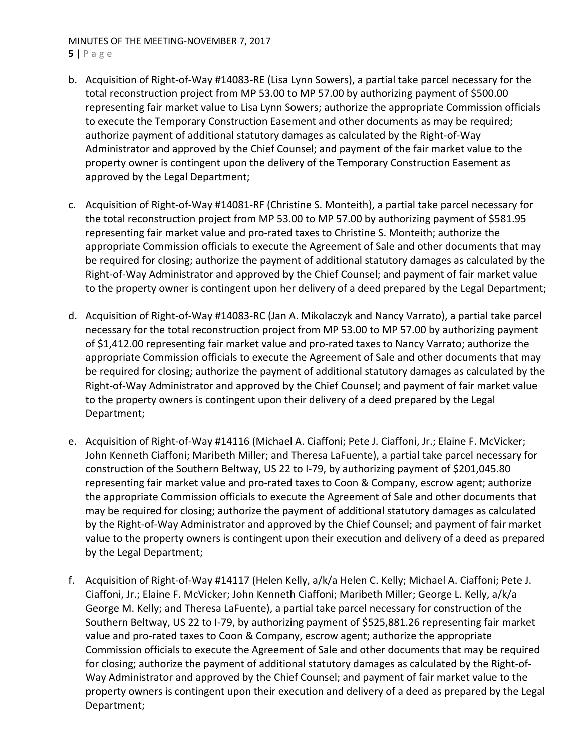b. Acquisition of Right-of-Way #14083-RE (Lisa Lynn Sowers), a partial take parcel necessary for the total reconstruction project from MP 53.00 to MP 57.00 by authorizing payment of $500.00 representing fair market value to Lisa Lynn Sowers; authorize the appropriate Commission officials to execute the Temporary Construction Easement and other documents as may be required; authorize payment of additional statutory damages as calculated by the Right-of-Way Administrator and approved by the Chief Counsel; and payment of the fair market value to the property owner is contingent upon the delivery of the Temporary Construction Easement as approved by the Legal Department;

c. Acquisition of Right-of-Way #14081-RF (Christine S. Monteith), a partial take parcel necessary for the total reconstruction project from MP 53.00 to MP 57.00 by authorizing payment of $581.95 representing fair market value and pro-rated taxes to Christine S. Monteith; authorize the appropriate Commission officials to execute the Agreement of Sale and other documents that may be required for closing; authorize the payment of additional statutory damages as calculated by the Right-of-Way Administrator and approved by the Chief Counsel; and payment of fair market value to the property owner is contingent upon her delivery of a deed prepared by the Legal Department;

d. Acquisition of Right-of-Way #14083-RC (Jan A. Mikolaczyk and Nancy Varrato), a partial take parcel necessary for the total reconstruction project from MP 53.00 to MP 57.00 by authorizing payment of $1,412.00 representing fair market value and pro-rated taxes to Nancy Varrato; authorize the appropriate Commission officials to execute the Agreement of Sale and other documents that may be required for closing; authorize the payment of additional statutory damages as calculated by the Right-of-Way Administrator and approved by the Chief Counsel; and payment of fair market value to the property owners is contingent upon their delivery of a deed prepared by the Legal Department;

e. Acquisition of Right-of-Way #14116 (Michael A. Ciaffoni; Pete J. Ciaffoni, Jr.; Elaine F. McVicker; John Kenneth Ciaffoni; Maribeth Miller; and Theresa LaFuente), a partial take parcel necessary for construction of the Southern Beltway, US 22 to I-79, by authorizing payment of $201,045.80 representing fair market value and pro-rated taxes to Coon & Company, escrow agent; authorize the appropriate Commission officials to execute the Agreement of Sale and other documents that may be required for closing; authorize the payment of additional statutory damages as calculated by the Right-of-Way Administrator and approved by the Chief Counsel; and payment of fair market value to the property owners is contingent upon their execution and delivery of a deed as prepared by the Legal Department;

f. Acquisition of Right-of-Way #14117 (Helen Kelly, a/k/a Helen C. Kelly; Michael A. Ciaffoni; Pete J. Ciaffoni, Jr.; Elaine F. McVicker; John Kenneth Ciaffoni; Maribeth Miller; George L. Kelly, a/k/a George M. Kelly; and Theresa LaFuente), a partial take parcel necessary for construction of the Southern Beltway, US 22 to I-79, by authorizing payment of $525,881.26 representing fair market value and pro-rated taxes to Coon & Company, escrow agent; authorize the appropriate Commission officials to execute the Agreement of Sale and other documents that may be required for closing; authorize the payment of additional statutory damages as calculated by the Right-of-Way Administrator and approved by the Chief Counsel; and payment of fair market value to the property owners is contingent upon their execution and delivery of a deed as prepared by the Legal Department;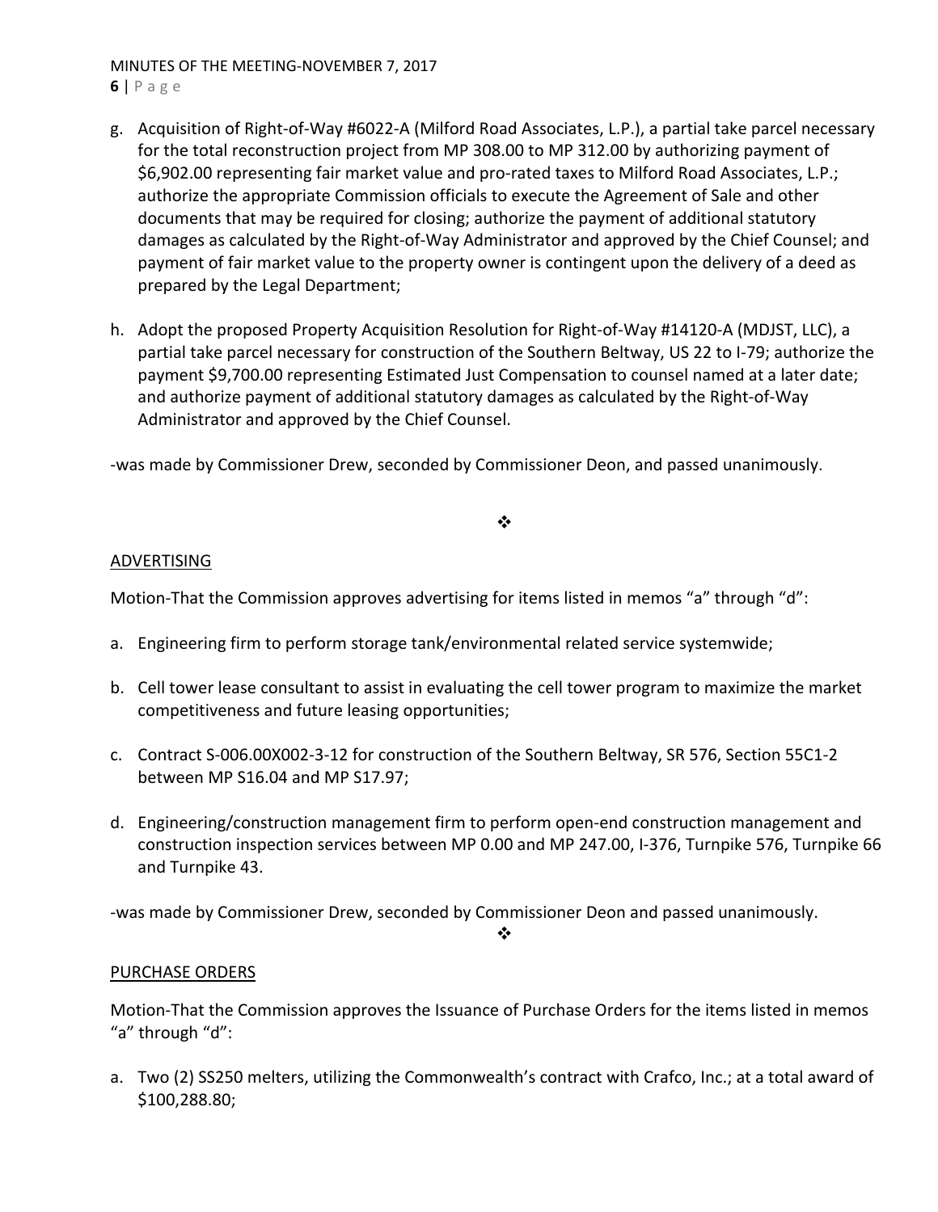g. Acquisition of Right-of-Way #6022-A (Milford Road Associates, L.P.), a partial take parcel necessary for the total reconstruction project from MP 308.00 to MP 312.00 by authorizing payment of $6,902.00 representing fair market value and pro-rated taxes to Milford Road Associates, L.P.; authorize the appropriate Commission officials to execute the Agreement of Sale and other documents that may be required for closing; authorize the payment of additional statutory damages as calculated by the Right-of-Way Administrator and approved by the Chief Counsel; and payment of fair market value to the property owner is contingent upon the delivery of a deed as prepared by the Legal Department;

h. Adopt the proposed Property Acquisition Resolution for Right-of-Way #14120-A (MDJST, LLC), a partial take parcel necessary for construction of the Southern Beltway, US 22 to I-79; authorize the payment $9,700.00 representing Estimated Just Compensation to counsel named at a later date; and authorize payment of additional statutory damages as calculated by the Right-of-Way Administrator and approved by the Chief Counsel.

-was made by Commissioner Drew, seconded by Commissioner Deon, and passed unanimously.

❖

<u>ADVERTISING</u>

Motion-That the Commission approves advertising for items listed in memos “a” through “d”:

a. Engineering firm to perform storage tank/environmental related service systemwide;

b. Cell tower lease consultant to assist in evaluating the cell tower program to maximize the market competitiveness and future leasing opportunities;

c. Contract S-006.00X002-3-12 for construction of the Southern Beltway, SR 576, Section 55C1-2 between MP S16.04 and MP S17.97;

d. Engineering/construction management firm to perform open-end construction management and construction inspection services between MP 0.00 and MP 247.00, I-376, Turnpike 576, Turnpike 66 and Turnpike 43.

-was made by Commissioner Drew, seconded by Commissioner Deon and passed unanimously.

❖

<u>PURCHASE ORDERS</u>

Motion-That the Commission approves the Issuance of Purchase Orders for the items listed in memos “a” through “d”:

a. Two (2) SS250 melters, utilizing the Commonwealth’s contract with Crafco, Inc.; at a total award of $100,288.80;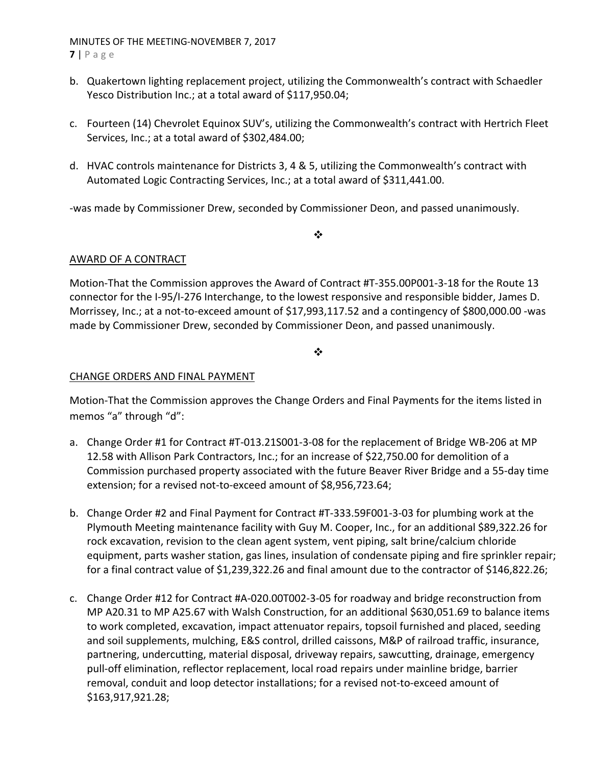b. Quakertown lighting replacement project, utilizing the Commonwealth's contract with Schaedler Yesco Distribution Inc.; at a total award of $117,950.04;

c. Fourteen (14) Chevrolet Equinox SUV's, utilizing the Commonwealth's contract with Hertrich Fleet Services, Inc.; at a total award of $302,484.00;

d. HVAC controls maintenance for Districts 3, 4 & 5, utilizing the Commonwealth's contract with Automated Logic Contracting Services, Inc.; at a total award of $311,441.00.

-was made by Commissioner Drew, seconded by Commissioner Deon, and passed unanimously.

❖

AWARD OF A CONTRACT

Motion-That the Commission approves the Award of Contract #T-355.00P001-3-18 for the Route 13 connector for the I-95/I-276 Interchange, to the lowest responsive and responsible bidder, James D. Morrissey, Inc.; at a not-to-exceed amount of $17,993,117.52 and a contingency of $800,000.00 -was made by Commissioner Drew, seconded by Commissioner Deon, and passed unanimously.

❖

CHANGE ORDERS AND FINAL PAYMENT

Motion-That the Commission approves the Change Orders and Final Payments for the items listed in memos "a" through "d":

a. Change Order #1 for Contract #T-013.21S001-3-08 for the replacement of Bridge WB-206 at MP 12.58 with Allison Park Contractors, Inc.; for an increase of $22,750.00 for demolition of a Commission purchased property associated with the future Beaver River Bridge and a 55-day time extension; for a revised not-to-exceed amount of $8,956,723.64;

b. Change Order #2 and Final Payment for Contract #T-333.59F001-3-03 for plumbing work at the Plymouth Meeting maintenance facility with Guy M. Cooper, Inc., for an additional $89,322.26 for rock excavation, revision to the clean agent system, vent piping, salt brine/calcium chloride equipment, parts washer station, gas lines, insulation of condensate piping and fire sprinkler repair; for a final contract value of $1,239,322.26 and final amount due to the contractor of $146,822.26;

c. Change Order #12 for Contract #A-020.00T002-3-05 for roadway and bridge reconstruction from MP A20.31 to MP A25.67 with Walsh Construction, for an additional $630,051.69 to balance items to work completed, excavation, impact attenuator repairs, topsoil furnished and placed, seeding and soil supplements, mulching, E&S control, drilled caissons, M&P of railroad traffic, insurance, partnering, undercutting, material disposal, driveway repairs, sawcutting, drainage, emergency pull-off elimination, reflector replacement, local road repairs under mainline bridge, barrier removal, conduit and loop detector installations; for a revised not-to-exceed amount of $163,917,921.28;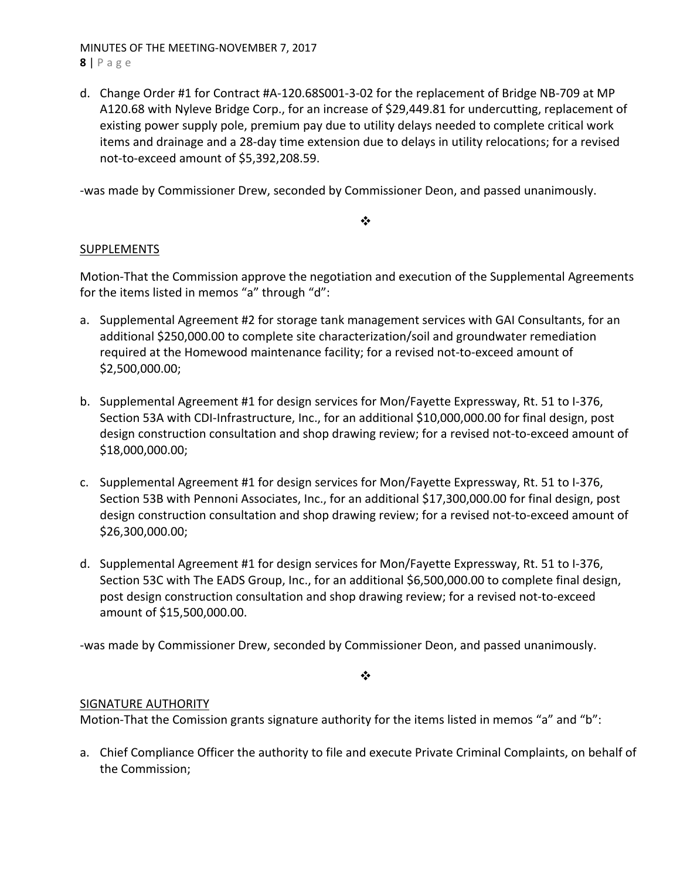d. Change Order #1 for Contract #A-120.68S001-3-02 for the replacement of Bridge NB-709 at MP A120.68 with Nyleve Bridge Corp., for an increase of $29,449.81 for undercutting, replacement of existing power supply pole, premium pay due to utility delays needed to complete critical work items and drainage and a 28-day time extension due to delays in utility relocations; for a revised not-to-exceed amount of $5,392,208.59.

-was made by Commissioner Drew, seconded by Commissioner Deon, and passed unanimously.

❖

SUPPLEMENTS

Motion-That the Commission approve the negotiation and execution of the Supplemental Agreements for the items listed in memos "a" through "d":

a. Supplemental Agreement #2 for storage tank management services with GAI Consultants, for an additional $250,000.00 to complete site characterization/soil and groundwater remediation required at the Homewood maintenance facility; for a revised not-to-exceed amount of $2,500,000.00;

b. Supplemental Agreement #1 for design services for Mon/Fayette Expressway, Rt. 51 to I-376, Section 53A with CDI-Infrastructure, Inc., for an additional $10,000,000.00 for final design, post design construction consultation and shop drawing review; for a revised not-to-exceed amount of $18,000,000.00;

c. Supplemental Agreement #1 for design services for Mon/Fayette Expressway, Rt. 51 to I-376, Section 53B with Pennoni Associates, Inc., for an additional $17,300,000.00 for final design, post design construction consultation and shop drawing review; for a revised not-to-exceed amount of $26,300,000.00;

d. Supplemental Agreement #1 for design services for Mon/Fayette Expressway, Rt. 51 to I-376, Section 53C with The EADS Group, Inc., for an additional $6,500,000.00 to complete final design, post design construction consultation and shop drawing review; for a revised not-to-exceed amount of $15,500,000.00.

-was made by Commissioner Drew, seconded by Commissioner Deon, and passed unanimously.

❖

SIGNATURE AUTHORITY

Motion-That the Comission grants signature authority for the items listed in memos "a" and "b":

a. Chief Compliance Officer the authority to file and execute Private Criminal Complaints, on behalf of the Commission;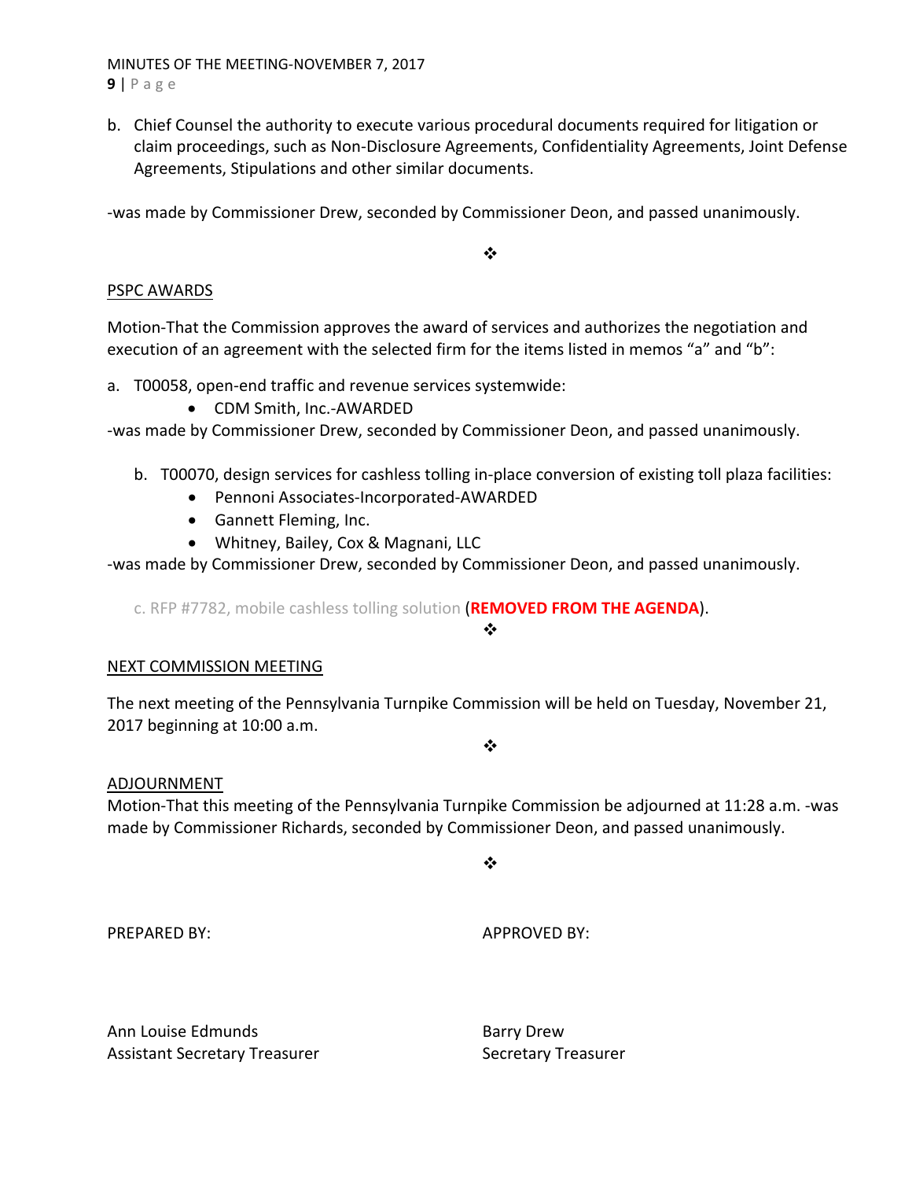b. Chief Counsel the authority to execute various procedural documents required for litigation or claim proceedings, such as Non-Disclosure Agreements, Confidentiality Agreements, Joint Defense Agreements, Stipulations and other similar documents.

-was made by Commissioner Drew, seconded by Commissioner Deon, and passed unanimously.

❖

PSPC AWARDS

Motion-That the Commission approves the award of services and authorizes the negotiation and execution of an agreement with the selected firm for the items listed in memos “a” and “b”:

a. T00058, open-end traffic and revenue services systemwide:
   - CDM Smith, Inc.-AWARDED

-was made by Commissioner Drew, seconded by Commissioner Deon, and passed unanimously.

b. T00070, design services for cashless tolling in-place conversion of existing toll plaza facilities:
   - Pennoni Associates-Incorporated-AWARDED
   - Gannett Fleming, Inc.
   - Whitney, Bailey, Cox & Magnani, LLC

-was made by Commissioner Drew, seconded by Commissioner Deon, and passed unanimously.

c. RFP #7782, mobile cashless tolling solution (**REMOVED FROM THE AGENDA**).

❖

NEXT COMMISSION MEETING

The next meeting of the Pennsylvania Turnpike Commission will be held on Tuesday, November 21, 2017 beginning at 10:00 a.m.

❖

ADJOURNMENT

Motion-That this meeting of the Pennsylvania Turnpike Commission be adjourned at 11:28 a.m. -was made by Commissioner Richards, seconded by Commissioner Deon, and passed unanimously.

❖

PREPARED BY:

Ann Louise Edmunds
Assistant Secretary Treasurer

APPROVED BY:

Barry Drew
Secretary Treasurer